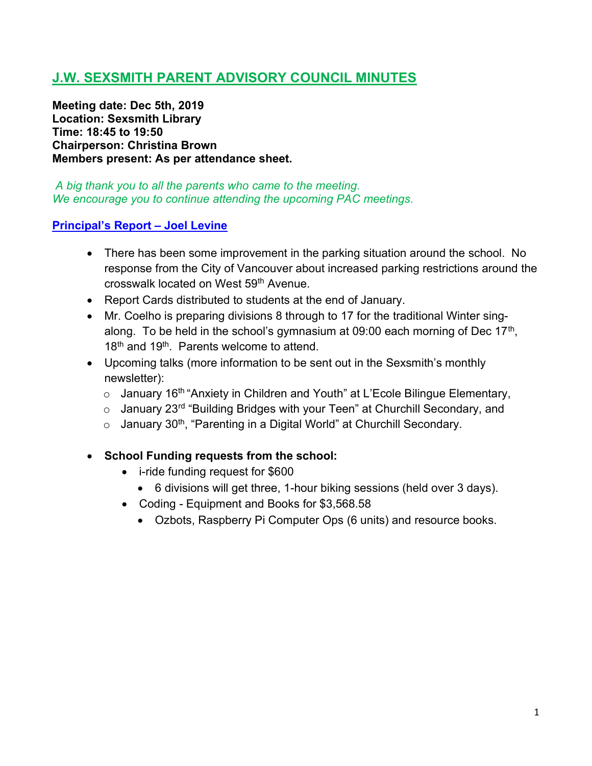# J.W. SEXSMITH PARENT ADVISORY COUNCIL MINUTES

**Meeting date: Dec 5th, 2019**
**Location: Sexsmith Library**
**Time: 18:45 to 19:50**
**Chairperson: Christina Brown**
**Members present: As per attendance sheet.**

*A big thank you to all the parents who came to the meeting.*
*We encourage you to continue attending the upcoming PAC meetings.*

## Principal's Report – Joel Levine

- There has been some improvement in the parking situation around the school. No response from the City of Vancouver about increased parking restrictions around the crosswalk located on West 59th Avenue.
- Report Cards distributed to students at the end of January.
- Mr. Coelho is preparing divisions 8 through to 17 for the traditional Winter sing-along. To be held in the school's gymnasium at 09:00 each morning of Dec 17th, 18th and 19th. Parents welcome to attend.
- Upcoming talks (more information to be sent out in the Sexsmith's monthly newsletter):
  - January 16th "Anxiety in Children and Youth" at L'Ecole Bilingue Elementary,
  - January 23rd "Building Bridges with your Teen" at Churchill Secondary, and
  - January 30th, "Parenting in a Digital World" at Churchill Secondary.

- **School Funding requests from the school:**
  - i-ride funding request for $600
    - 6 divisions will get three, 1-hour biking sessions (held over 3 days).
  - Coding - Equipment and Books for $3,568.58
    - Ozbots, Raspberry Pi Computer Ops (6 units) and resource books.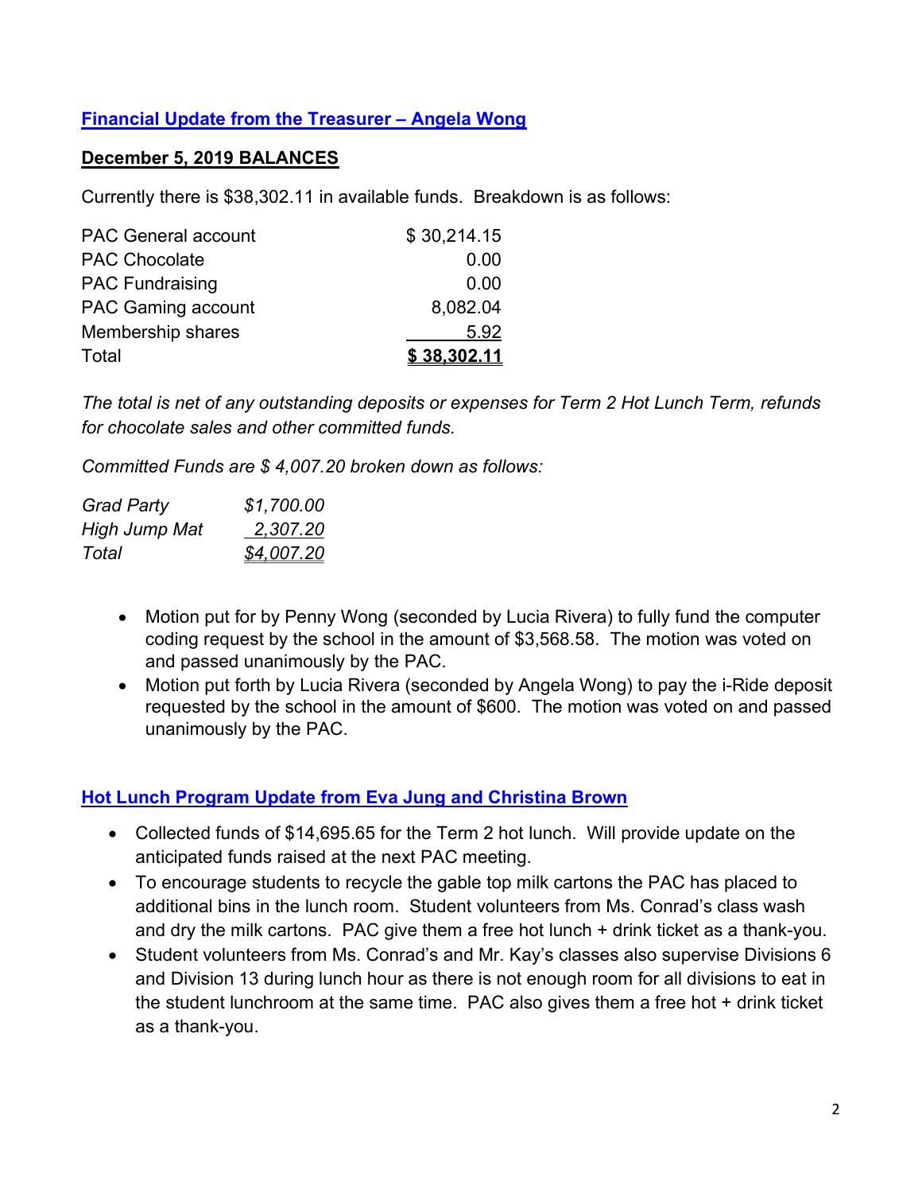## [Financial Update from the Treasurer – Angela Wong]

**December 5, 2019 BALANCES**

Currently there is $38,302.11 in available funds. Breakdown is as follows:

| | |
|---|---|
| PAC General account | $ 30,214.15 |
| PAC Chocolate | 0.00 |
| PAC Fundraising | 0.00 |
| PAC Gaming account | 8,082.04 |
| Membership shares | 5.92 |
| Total | **$ 38,302.11** |

*The total is net of any outstanding deposits or expenses for Term 2 Hot Lunch Term, refunds for chocolate sales and other committed funds.*

*Committed Funds are $ 4,007.20 broken down as follows:*

| | |
|---|---|
| *Grad Party* | *$1,700.00* |
| *High Jump Mat* | *2,307.20* |
| *Total* | *$4,007.20* |

- Motion put for by Penny Wong (seconded by Lucia Rivera) to fully fund the computer coding request by the school in the amount of $3,568.58. The motion was voted on and passed unanimously by the PAC.
- Motion put forth by Lucia Rivera (seconded by Angela Wong) to pay the i-Ride deposit requested by the school in the amount of $600. The motion was voted on and passed unanimously by the PAC.

## Hot Lunch Program Update from Eva Jung and Christina Brown

- Collected funds of $14,695.65 for the Term 2 hot lunch. Will provide update on the anticipated funds raised at the next PAC meeting.
- To encourage students to recycle the gable top milk cartons the PAC has placed to additional bins in the lunch room. Student volunteers from Ms. Conrad's class wash and dry the milk cartons. PAC give them a free hot lunch + drink ticket as a thank-you.
- Student volunteers from Ms. Conrad's and Mr. Kay's classes also supervise Divisions 6 and Division 13 during lunch hour as there is not enough room for all divisions to eat in the student lunchroom at the same time. PAC also gives them a free hot + drink ticket as a thank-you.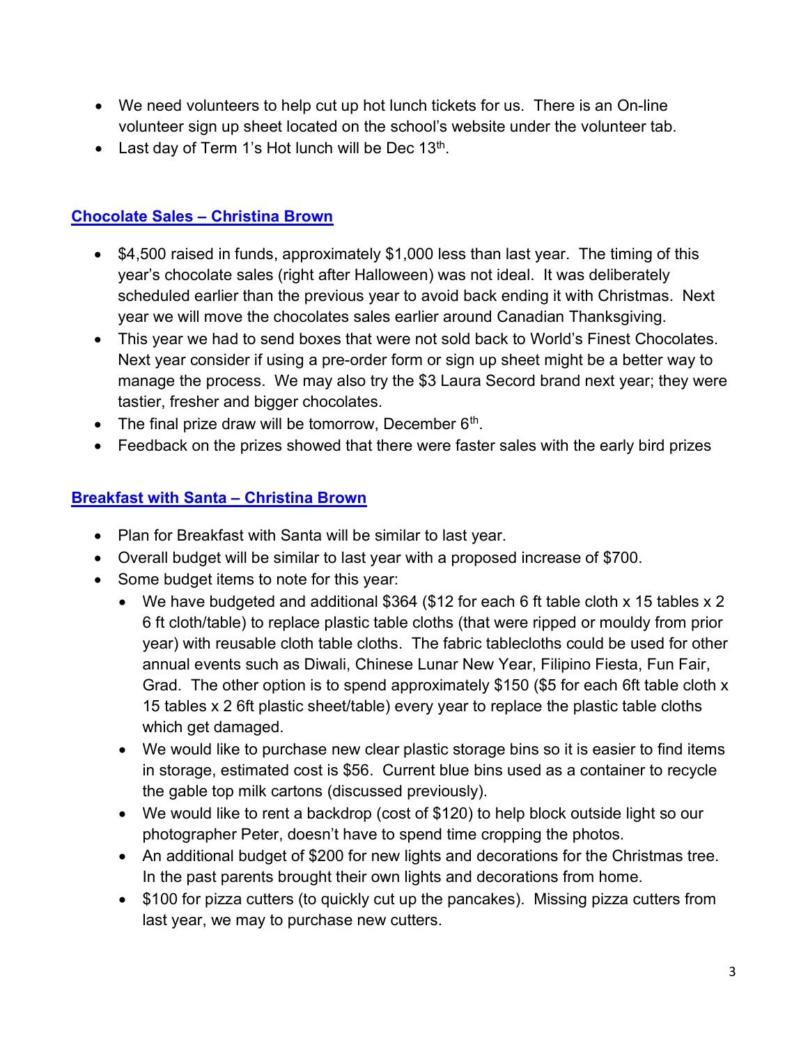- We need volunteers to help cut up hot lunch tickets for us. There is an On-line volunteer sign up sheet located on the school's website under the volunteer tab.
- Last day of Term 1's Hot lunch will be Dec 13th.

## Chocolate Sales – Christina Brown

- $4,500 raised in funds, approximately $1,000 less than last year. The timing of this year's chocolate sales (right after Halloween) was not ideal. It was deliberately scheduled earlier than the previous year to avoid back ending it with Christmas. Next year we will move the chocolates sales earlier around Canadian Thanksgiving.
- This year we had to send boxes that were not sold back to World's Finest Chocolates. Next year consider if using a pre-order form or sign up sheet might be a better way to manage the process. We may also try the $3 Laura Secord brand next year; they were tastier, fresher and bigger chocolates.
- The final prize draw will be tomorrow, December 6th.
- Feedback on the prizes showed that there were faster sales with the early bird prizes

## Breakfast with Santa – Christina Brown

- Plan for Breakfast with Santa will be similar to last year.
- Overall budget will be similar to last year with a proposed increase of $700.
- Some budget items to note for this year:
  - We have budgeted and additional $364 ($12 for each 6 ft table cloth x 15 tables x 2 6 ft cloth/table) to replace plastic table cloths (that were ripped or mouldy from prior year) with reusable cloth table cloths. The fabric tablecloths could be used for other annual events such as Diwali, Chinese Lunar New Year, Filipino Fiesta, Fun Fair, Grad. The other option is to spend approximately $150 ($5 for each 6ft table cloth x 15 tables x 2 6ft plastic sheet/table) every year to replace the plastic table cloths which get damaged.
  - We would like to purchase new clear plastic storage bins so it is easier to find items in storage, estimated cost is $56. Current blue bins used as a container to recycle the gable top milk cartons (discussed previously).
  - We would like to rent a backdrop (cost of $120) to help block outside light so our photographer Peter, doesn't have to spend time cropping the photos.
  - An additional budget of $200 for new lights and decorations for the Christmas tree. In the past parents brought their own lights and decorations from home.
  - $100 for pizza cutters (to quickly cut up the pancakes). Missing pizza cutters from last year, we may to purchase new cutters.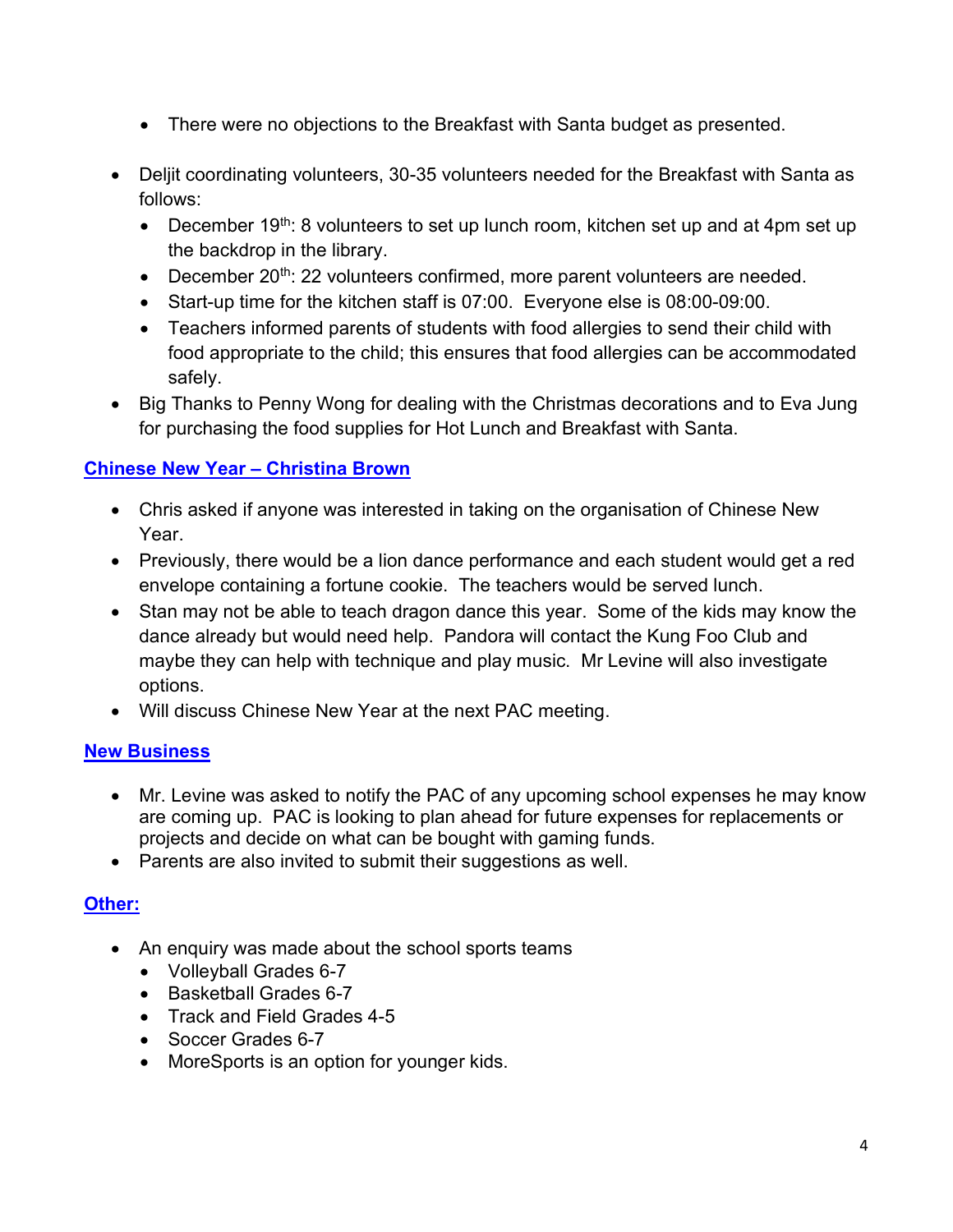- There were no objections to the Breakfast with Santa budget as presented.

- Deljit coordinating volunteers, 30-35 volunteers needed for the Breakfast with Santa as follows:
  - December 19th: 8 volunteers to set up lunch room, kitchen set up and at 4pm set up the backdrop in the library.
  - December 20th: 22 volunteers confirmed, more parent volunteers are needed.
  - Start-up time for the kitchen staff is 07:00. Everyone else is 08:00-09:00.
  - Teachers informed parents of students with food allergies to send their child with food appropriate to the child; this ensures that food allergies can be accommodated safely.
- Big Thanks to Penny Wong for dealing with the Christmas decorations and to Eva Jung for purchasing the food supplies for Hot Lunch and Breakfast with Santa.

## Chinese New Year – Christina Brown

- Chris asked if anyone was interested in taking on the organisation of Chinese New Year.
- Previously, there would be a lion dance performance and each student would get a red envelope containing a fortune cookie. The teachers would be served lunch.
- Stan may not be able to teach dragon dance this year. Some of the kids may know the dance already but would need help. Pandora will contact the Kung Foo Club and maybe they can help with technique and play music. Mr Levine will also investigate options.
- Will discuss Chinese New Year at the next PAC meeting.

## New Business

- Mr. Levine was asked to notify the PAC of any upcoming school expenses he may know are coming up. PAC is looking to plan ahead for future expenses for replacements or projects and decide on what can be bought with gaming funds.
- Parents are also invited to submit their suggestions as well.

## Other:

- An enquiry was made about the school sports teams
  - Volleyball Grades 6-7
  - Basketball Grades 6-7
  - Track and Field Grades 4-5
  - Soccer Grades 6-7
  - MoreSports is an option for younger kids.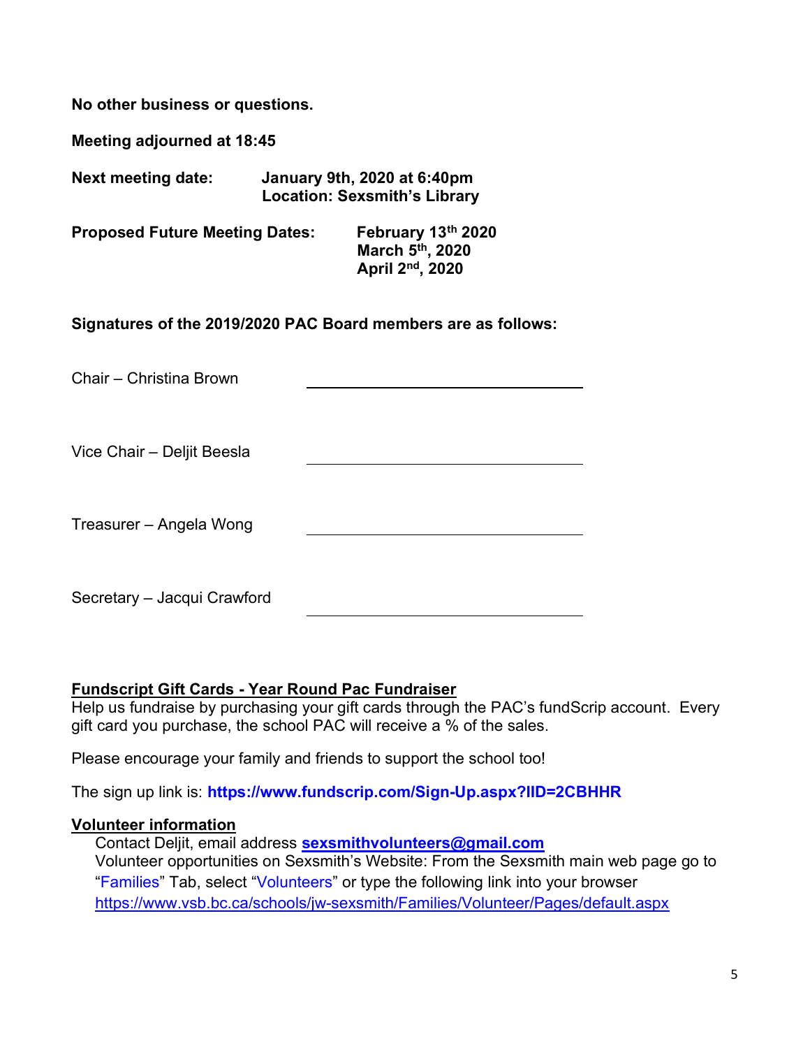**No other business or questions.**

**Meeting adjourned at 18:45**

**Next meeting date:** **January 9th, 2020 at 6:40pm**
**Location: Sexsmith's Library**

**Proposed Future Meeting Dates:** **February 13th 2020**
**March 5th, 2020**
**April 2nd, 2020**

**Signatures of the 2019/2020 PAC Board members are as follows:**

Chair – Christina Brown \_\_\_\_\_\_\_\_\_\_\_\_\_\_\_\_\_\_\_\_\_\_\_\_\_\_\_\_\_\_

Vice Chair – Deljit Beesla \_\_\_\_\_\_\_\_\_\_\_\_\_\_\_\_\_\_\_\_\_\_\_\_\_\_\_\_\_\_

Treasurer – Angela Wong \_\_\_\_\_\_\_\_\_\_\_\_\_\_\_\_\_\_\_\_\_\_\_\_\_\_\_\_\_\_

Secretary – Jacqui Crawford \_\_\_\_\_\_\_\_\_\_\_\_\_\_\_\_\_\_\_\_\_\_\_\_\_\_\_\_\_\_

**Fundscript Gift Cards - Year Round Pac Fundraiser**

Help us fundraise by purchasing your gift cards through the PAC's fundScrip account. Every gift card you purchase, the school PAC will receive a % of the sales.

Please encourage your family and friends to support the school too!

The sign up link is: **https://www.fundscrip.com/Sign-Up.aspx?IID=2CBHHR**

**Volunteer information**

Contact Deljit, email address **sexsmithvolunteers@gmail.com**
Volunteer opportunities on Sexsmith's Website: From the Sexsmith main web page go to "Families" Tab, select "Volunteers" or type the following link into your browser https://www.vsb.bc.ca/schools/jw-sexsmith/Families/Volunteer/Pages/default.aspx